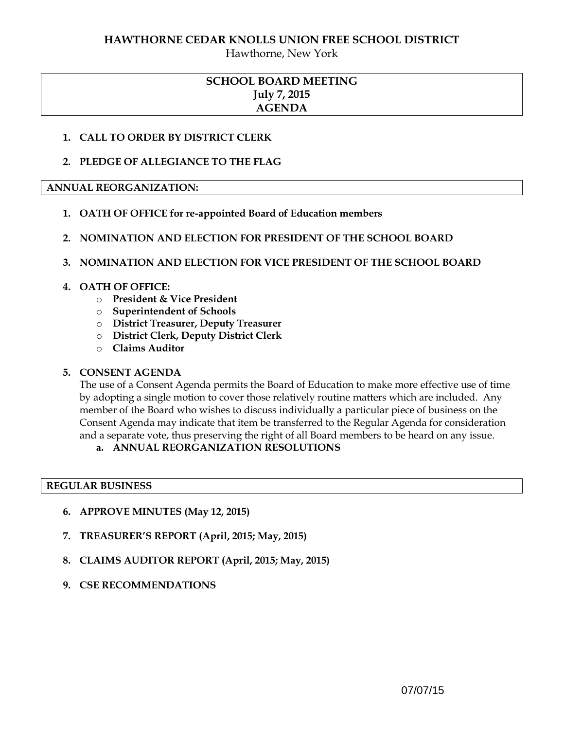# HAWTHORNE CEDAR KNOLLS UNION FREE SCHOOL DISTRICT

Hawthorne, New York

## SCHOOL BOARD MEETING
## July 7, 2015
## AGENDA

1. **CALL TO ORDER BY DISTRICT CLERK**

2. **PLEDGE OF ALLEGIANCE TO THE FLAG**

### ANNUAL REORGANIZATION:

1. **OATH OF OFFICE for re-appointed Board of Education members**

2. **NOMINATION AND ELECTION FOR PRESIDENT OF THE SCHOOL BOARD**

3. **NOMINATION AND ELECTION FOR VICE PRESIDENT OF THE SCHOOL BOARD**

4. **OATH OF OFFICE:**
   - **President & Vice President**
   - **Superintendent of Schools**
   - **District Treasurer, Deputy Treasurer**
   - **District Clerk, Deputy District Clerk**
   - **Claims Auditor**

5. **CONSENT AGENDA**

   The use of a Consent Agenda permits the Board of Education to make more effective use of time by adopting a single motion to cover those relatively routine matters which are included. Any member of the Board who wishes to discuss individually a particular piece of business on the Consent Agenda may indicate that item be transferred to the Regular Agenda for consideration and a separate vote, thus preserving the right of all Board members to be heard on any issue.

   a. **ANNUAL REORGANIZATION RESOLUTIONS**

### REGULAR BUSINESS

6. **APPROVE MINUTES (May 12, 2015)**

7. **TREASURER'S REPORT (April, 2015; May, 2015)**

8. **CLAIMS AUDITOR REPORT (April, 2015; May, 2015)**

9. **CSE RECOMMENDATIONS**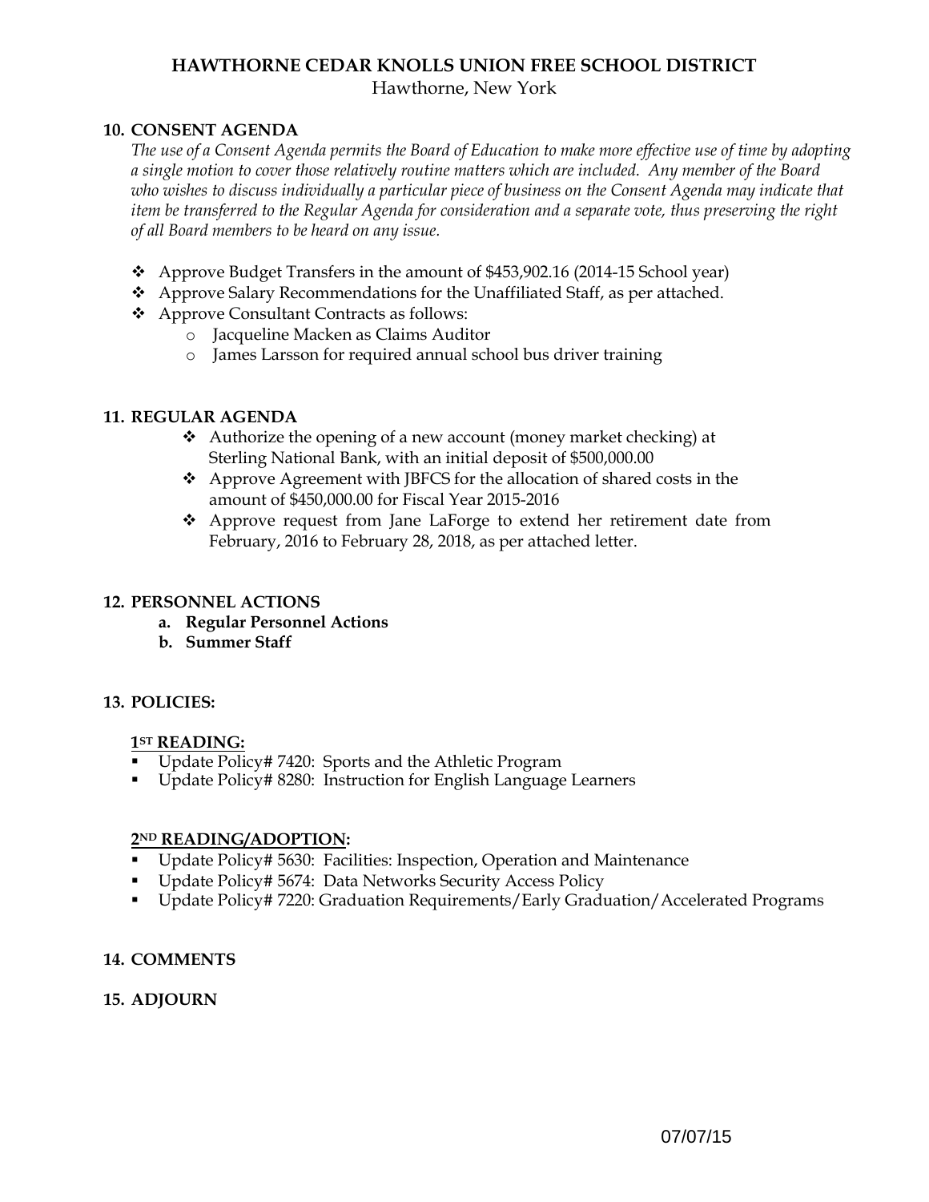# HAWTHORNE CEDAR KNOLLS UNION FREE SCHOOL DISTRICT

Hawthorne, New York

## 10. CONSENT AGENDA

*The use of a Consent Agenda permits the Board of Education to make more effective use of time by adopting a single motion to cover those relatively routine matters which are included. Any member of the Board who wishes to discuss individually a particular piece of business on the Consent Agenda may indicate that item be transferred to the Regular Agenda for consideration and a separate vote, thus preserving the right of all Board members to be heard on any issue.*

- Approve Budget Transfers in the amount of $453,902.16 (2014-15 School year)
- Approve Salary Recommendations for the Unaffiliated Staff, as per attached.
- Approve Consultant Contracts as follows:
  - Jacqueline Macken as Claims Auditor
  - James Larsson for required annual school bus driver training

## 11. REGULAR AGENDA

- Authorize the opening of a new account (money market checking) at Sterling National Bank, with an initial deposit of $500,000.00
- Approve Agreement with JBFCS for the allocation of shared costs in the amount of $450,000.00 for Fiscal Year 2015-2016
- Approve request from Jane LaForge to extend her retirement date from February, 2016 to February 28, 2018, as per attached letter.

## 12. PERSONNEL ACTIONS

a. **Regular Personnel Actions**
b. **Summer Staff**

## 13. POLICIES:

**1ST READING:**

- Update Policy# 7420: Sports and the Athletic Program
- Update Policy# 8280: Instruction for English Language Learners

**2ND READING/ADOPTION:**

- Update Policy# 5630: Facilities: Inspection, Operation and Maintenance
- Update Policy# 5674: Data Networks Security Access Policy
- Update Policy# 7220: Graduation Requirements/Early Graduation/Accelerated Programs

## 14. COMMENTS

## 15. ADJOURN

07/07/15